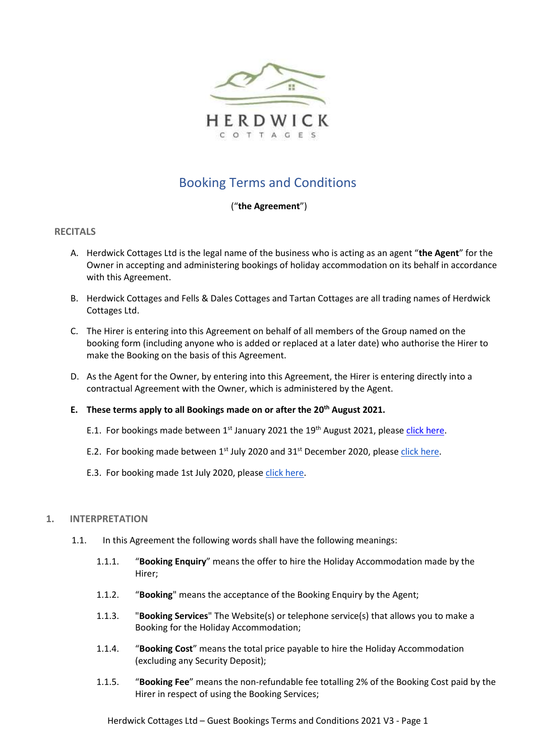HERDWICK

COTTAGES

# Booking Terms and Conditions

("**the Agreement**")

## RECITALS

A. Herdwick Cottages Ltd is the legal name of the business who is acting as an agent "**the Agent**" for the Owner in accepting and administering bookings of holiday accommodation on its behalf in accordance with this Agreement.

B. Herdwick Cottages and Fells & Dales Cottages and Tartan Cottages are all trading names of Herdwick Cottages Ltd.

C. The Hirer is entering into this Agreement on behalf of all members of the Group named on the booking form (including anyone who is added or replaced at a later date) who authorise the Hirer to make the Booking on the basis of this Agreement.

D. As the Agent for the Owner, by entering into this Agreement, the Hirer is entering directly into a contractual Agreement with the Owner, which is administered by the Agent.

**E. These terms apply to all Bookings made on or after the 20th August 2021.**

E.1. For bookings made between 1st January 2021 the 19th August 2021, please click here.

E.2. For booking made between 1st July 2020 and 31st December 2020, please click here.

E.3. For booking made 1st July 2020, please click here.

## 1. INTERPRETATION

1.1. In this Agreement the following words shall have the following meanings:

1.1.1. "**Booking Enquiry**" means the offer to hire the Holiday Accommodation made by the Hirer;

1.1.2. "**Booking**" means the acceptance of the Booking Enquiry by the Agent;

1.1.3. "**Booking Services**" The Website(s) or telephone service(s) that allows you to make a Booking for the Holiday Accommodation;

1.1.4. "**Booking Cost**" means the total price payable to hire the Holiday Accommodation (excluding any Security Deposit);

1.1.5. "**Booking Fee**" means the non-refundable fee totalling 2% of the Booking Cost paid by the Hirer in respect of using the Booking Services;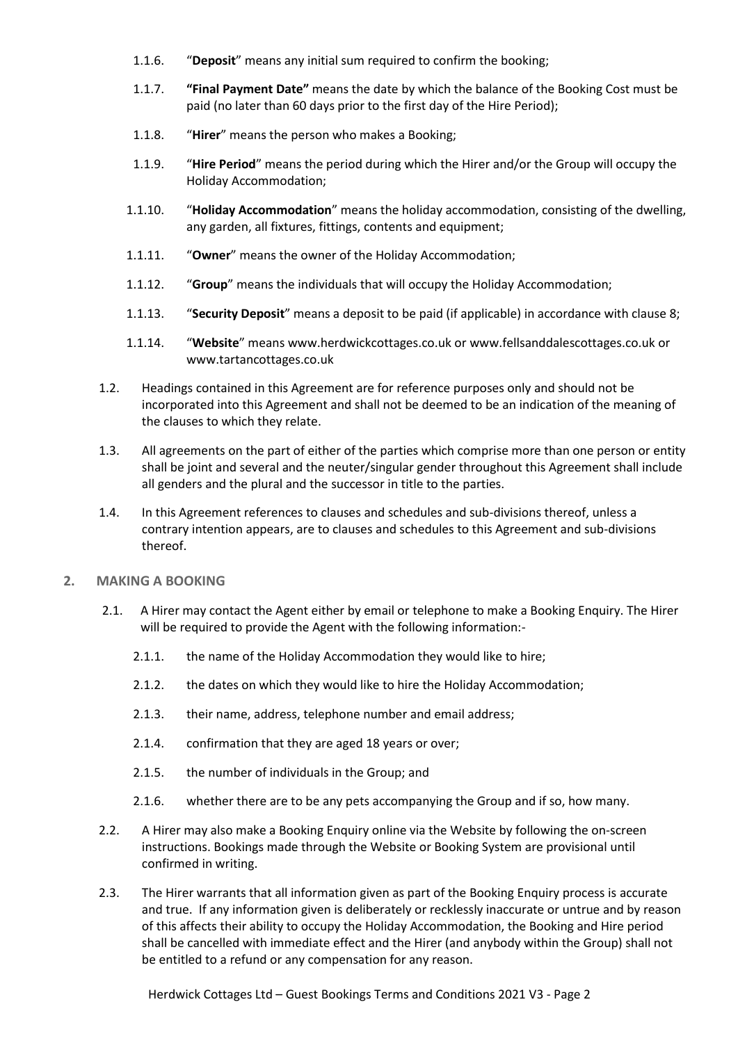1.1.6. "**Deposit**" means any initial sum required to confirm the booking;

1.1.7. **"Final Payment Date"** means the date by which the balance of the Booking Cost must be paid (no later than 60 days prior to the first day of the Hire Period);

1.1.8. "**Hirer**" means the person who makes a Booking;

1.1.9. "**Hire Period**" means the period during which the Hirer and/or the Group will occupy the Holiday Accommodation;

1.1.10. "**Holiday Accommodation**" means the holiday accommodation, consisting of the dwelling, any garden, all fixtures, fittings, contents and equipment;

1.1.11. "**Owner**" means the owner of the Holiday Accommodation;

1.1.12. "**Group**" means the individuals that will occupy the Holiday Accommodation;

1.1.13. "**Security Deposit**" means a deposit to be paid (if applicable) in accordance with clause 8;

1.1.14. "**Website**" means www.herdwickcottages.co.uk or www.fellsanddalescottages.co.uk or www.tartancottages.co.uk

1.2. Headings contained in this Agreement are for reference purposes only and should not be incorporated into this Agreement and shall not be deemed to be an indication of the meaning of the clauses to which they relate.

1.3. All agreements on the part of either of the parties which comprise more than one person or entity shall be joint and several and the neuter/singular gender throughout this Agreement shall include all genders and the plural and the successor in title to the parties.

1.4. In this Agreement references to clauses and schedules and sub-divisions thereof, unless a contrary intention appears, are to clauses and schedules to this Agreement and sub-divisions thereof.

## 2. MAKING A BOOKING

2.1. A Hirer may contact the Agent either by email or telephone to make a Booking Enquiry. The Hirer will be required to provide the Agent with the following information:-

2.1.1. the name of the Holiday Accommodation they would like to hire;

2.1.2. the dates on which they would like to hire the Holiday Accommodation;

2.1.3. their name, address, telephone number and email address;

2.1.4. confirmation that they are aged 18 years or over;

2.1.5. the number of individuals in the Group; and

2.1.6. whether there are to be any pets accompanying the Group and if so, how many.

2.2. A Hirer may also make a Booking Enquiry online via the Website by following the on-screen instructions. Bookings made through the Website or Booking System are provisional until confirmed in writing.

2.3. The Hirer warrants that all information given as part of the Booking Enquiry process is accurate and true. If any information given is deliberately or recklessly inaccurate or untrue and by reason of this affects their ability to occupy the Holiday Accommodation, the Booking and Hire period shall be cancelled with immediate effect and the Hirer (and anybody within the Group) shall not be entitled to a refund or any compensation for any reason.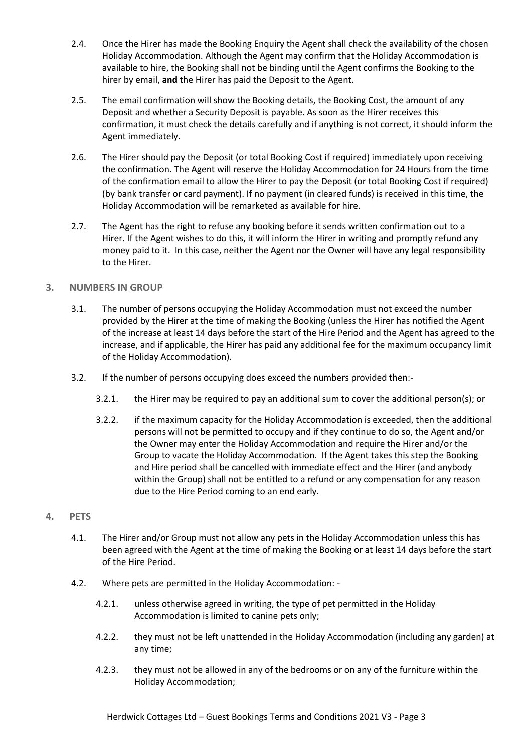2.4. Once the Hirer has made the Booking Enquiry the Agent shall check the availability of the chosen Holiday Accommodation. Although the Agent may confirm that the Holiday Accommodation is available to hire, the Booking shall not be binding until the Agent confirms the Booking to the hirer by email, **and** the Hirer has paid the Deposit to the Agent.

2.5. The email confirmation will show the Booking details, the Booking Cost, the amount of any Deposit and whether a Security Deposit is payable. As soon as the Hirer receives this confirmation, it must check the details carefully and if anything is not correct, it should inform the Agent immediately.

2.6. The Hirer should pay the Deposit (or total Booking Cost if required) immediately upon receiving the confirmation. The Agent will reserve the Holiday Accommodation for 24 Hours from the time of the confirmation email to allow the Hirer to pay the Deposit (or total Booking Cost if required) (by bank transfer or card payment). If no payment (in cleared funds) is received in this time, the Holiday Accommodation will be remarketed as available for hire.

2.7. The Agent has the right to refuse any booking before it sends written confirmation out to a Hirer. If the Agent wishes to do this, it will inform the Hirer in writing and promptly refund any money paid to it. In this case, neither the Agent nor the Owner will have any legal responsibility to the Hirer.

## 3. NUMBERS IN GROUP

3.1. The number of persons occupying the Holiday Accommodation must not exceed the number provided by the Hirer at the time of making the Booking (unless the Hirer has notified the Agent of the increase at least 14 days before the start of the Hire Period and the Agent has agreed to the increase, and if applicable, the Hirer has paid any additional fee for the maximum occupancy limit of the Holiday Accommodation).

3.2. If the number of persons occupying does exceed the numbers provided then:-

3.2.1. the Hirer may be required to pay an additional sum to cover the additional person(s); or

3.2.2. if the maximum capacity for the Holiday Accommodation is exceeded, then the additional persons will not be permitted to occupy and if they continue to do so, the Agent and/or the Owner may enter the Holiday Accommodation and require the Hirer and/or the Group to vacate the Holiday Accommodation. If the Agent takes this step the Booking and Hire period shall be cancelled with immediate effect and the Hirer (and anybody within the Group) shall not be entitled to a refund or any compensation for any reason due to the Hire Period coming to an end early.

## 4. PETS

4.1. The Hirer and/or Group must not allow any pets in the Holiday Accommodation unless this has been agreed with the Agent at the time of making the Booking or at least 14 days before the start of the Hire Period.

4.2. Where pets are permitted in the Holiday Accommodation: -

4.2.1. unless otherwise agreed in writing, the type of pet permitted in the Holiday Accommodation is limited to canine pets only;

4.2.2. they must not be left unattended in the Holiday Accommodation (including any garden) at any time;

4.2.3. they must not be allowed in any of the bedrooms or on any of the furniture within the Holiday Accommodation;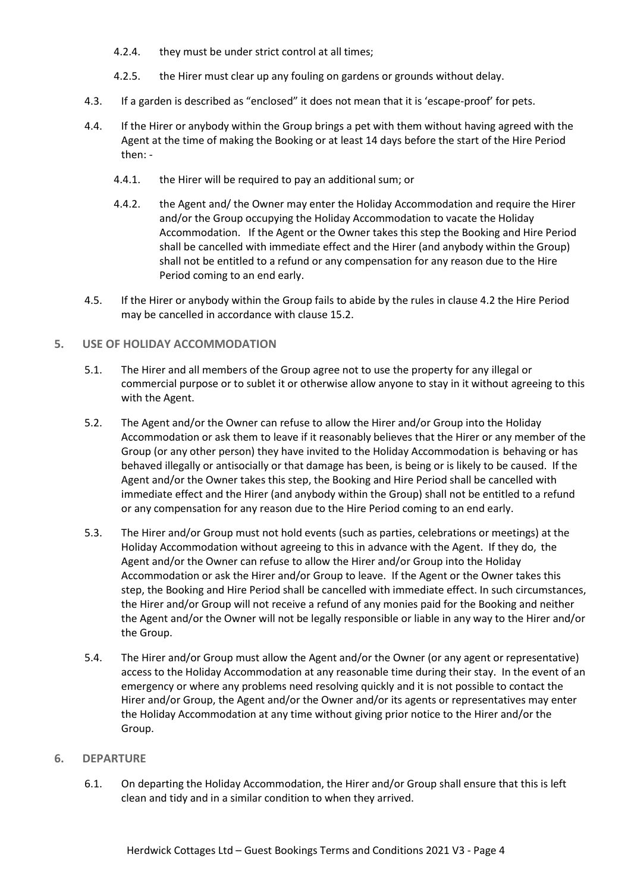4.2.4. they must be under strict control at all times;

4.2.5. the Hirer must clear up any fouling on gardens or grounds without delay.

4.3. If a garden is described as "enclosed" it does not mean that it is 'escape-proof' for pets.

4.4. If the Hirer or anybody within the Group brings a pet with them without having agreed with the Agent at the time of making the Booking or at least 14 days before the start of the Hire Period then: -

4.4.1. the Hirer will be required to pay an additional sum; or

4.4.2. the Agent and/ the Owner may enter the Holiday Accommodation and require the Hirer and/or the Group occupying the Holiday Accommodation to vacate the Holiday Accommodation. If the Agent or the Owner takes this step the Booking and Hire Period shall be cancelled with immediate effect and the Hirer (and anybody within the Group) shall not be entitled to a refund or any compensation for any reason due to the Hire Period coming to an end early.

4.5. If the Hirer or anybody within the Group fails to abide by the rules in clause 4.2 the Hire Period may be cancelled in accordance with clause 15.2.

## 5. USE OF HOLIDAY ACCOMMODATION

5.1. The Hirer and all members of the Group agree not to use the property for any illegal or commercial purpose or to sublet it or otherwise allow anyone to stay in it without agreeing to this with the Agent.

5.2. The Agent and/or the Owner can refuse to allow the Hirer and/or Group into the Holiday Accommodation or ask them to leave if it reasonably believes that the Hirer or any member of the Group (or any other person) they have invited to the Holiday Accommodation is behaving or has behaved illegally or antisocially or that damage has been, is being or is likely to be caused. If the Agent and/or the Owner takes this step, the Booking and Hire Period shall be cancelled with immediate effect and the Hirer (and anybody within the Group) shall not be entitled to a refund or any compensation for any reason due to the Hire Period coming to an end early.

5.3. The Hirer and/or Group must not hold events (such as parties, celebrations or meetings) at the Holiday Accommodation without agreeing to this in advance with the Agent. If they do, the Agent and/or the Owner can refuse to allow the Hirer and/or Group into the Holiday Accommodation or ask the Hirer and/or Group to leave. If the Agent or the Owner takes this step, the Booking and Hire Period shall be cancelled with immediate effect. In such circumstances, the Hirer and/or Group will not receive a refund of any monies paid for the Booking and neither the Agent and/or the Owner will not be legally responsible or liable in any way to the Hirer and/or the Group.

5.4. The Hirer and/or Group must allow the Agent and/or the Owner (or any agent or representative) access to the Holiday Accommodation at any reasonable time during their stay. In the event of an emergency or where any problems need resolving quickly and it is not possible to contact the Hirer and/or Group, the Agent and/or the Owner and/or its agents or representatives may enter the Holiday Accommodation at any time without giving prior notice to the Hirer and/or the Group.

## 6. DEPARTURE

6.1. On departing the Holiday Accommodation, the Hirer and/or Group shall ensure that this is left clean and tidy and in a similar condition to when they arrived.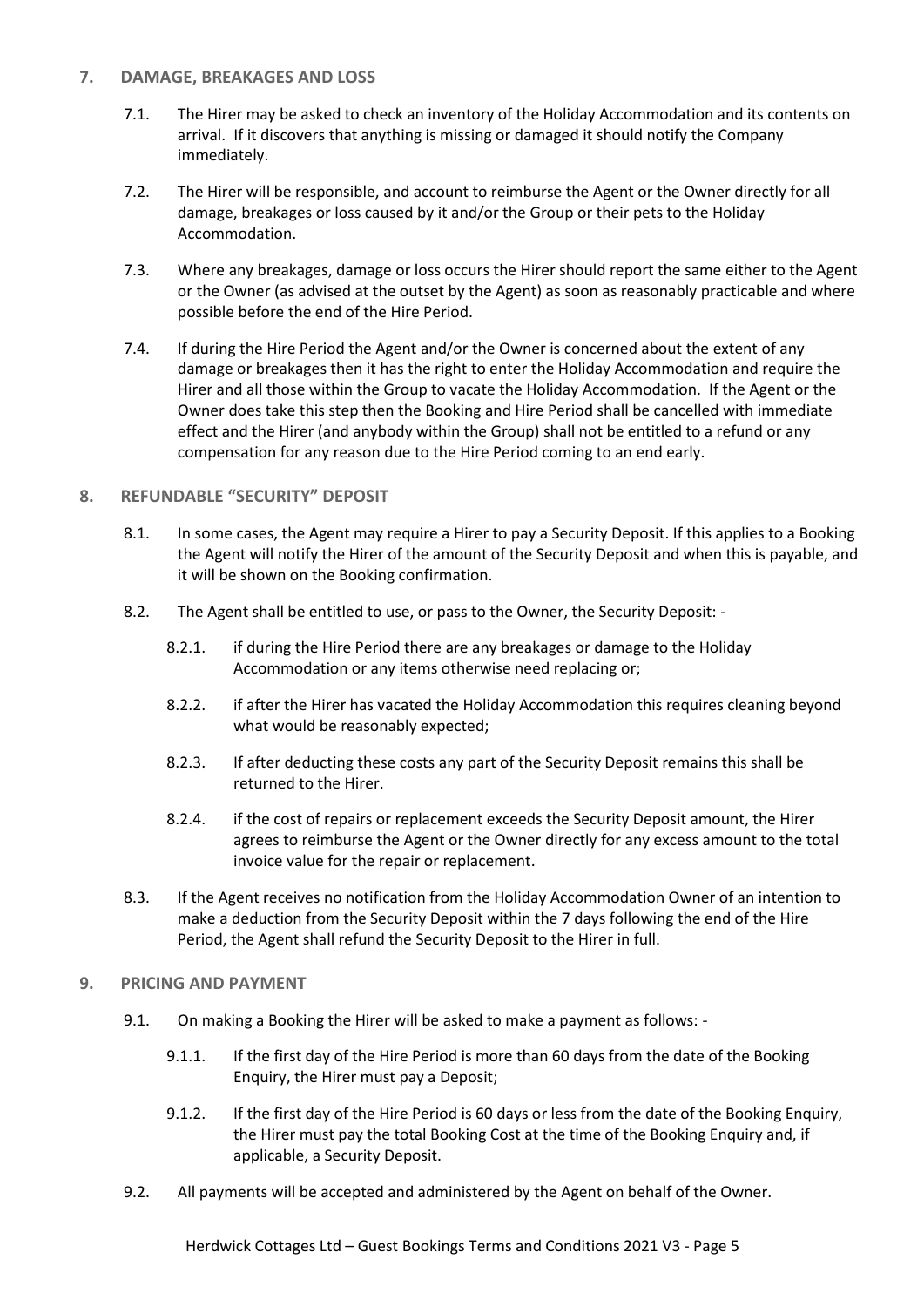## 7. DAMAGE, BREAKAGES AND LOSS

7.1. The Hirer may be asked to check an inventory of the Holiday Accommodation and its contents on arrival. If it discovers that anything is missing or damaged it should notify the Company immediately.

7.2. The Hirer will be responsible, and account to reimburse the Agent or the Owner directly for all damage, breakages or loss caused by it and/or the Group or their pets to the Holiday Accommodation.

7.3. Where any breakages, damage or loss occurs the Hirer should report the same either to the Agent or the Owner (as advised at the outset by the Agent) as soon as reasonably practicable and where possible before the end of the Hire Period.

7.4. If during the Hire Period the Agent and/or the Owner is concerned about the extent of any damage or breakages then it has the right to enter the Holiday Accommodation and require the Hirer and all those within the Group to vacate the Holiday Accommodation. If the Agent or the Owner does take this step then the Booking and Hire Period shall be cancelled with immediate effect and the Hirer (and anybody within the Group) shall not be entitled to a refund or any compensation for any reason due to the Hire Period coming to an end early.

## 8. REFUNDABLE "SECURITY" DEPOSIT

8.1. In some cases, the Agent may require a Hirer to pay a Security Deposit. If this applies to a Booking the Agent will notify the Hirer of the amount of the Security Deposit and when this is payable, and it will be shown on the Booking confirmation.

8.2. The Agent shall be entitled to use, or pass to the Owner, the Security Deposit: -

- 8.2.1. if during the Hire Period there are any breakages or damage to the Holiday Accommodation or any items otherwise need replacing or;
- 8.2.2. if after the Hirer has vacated the Holiday Accommodation this requires cleaning beyond what would be reasonably expected;
- 8.2.3. If after deducting these costs any part of the Security Deposit remains this shall be returned to the Hirer.
- 8.2.4. if the cost of repairs or replacement exceeds the Security Deposit amount, the Hirer agrees to reimburse the Agent or the Owner directly for any excess amount to the total invoice value for the repair or replacement.

8.3. If the Agent receives no notification from the Holiday Accommodation Owner of an intention to make a deduction from the Security Deposit within the 7 days following the end of the Hire Period, the Agent shall refund the Security Deposit to the Hirer in full.

## 9. PRICING AND PAYMENT

9.1. On making a Booking the Hirer will be asked to make a payment as follows: -

- 9.1.1. If the first day of the Hire Period is more than 60 days from the date of the Booking Enquiry, the Hirer must pay a Deposit;
- 9.1.2. If the first day of the Hire Period is 60 days or less from the date of the Booking Enquiry, the Hirer must pay the total Booking Cost at the time of the Booking Enquiry and, if applicable, a Security Deposit.

9.2. All payments will be accepted and administered by the Agent on behalf of the Owner.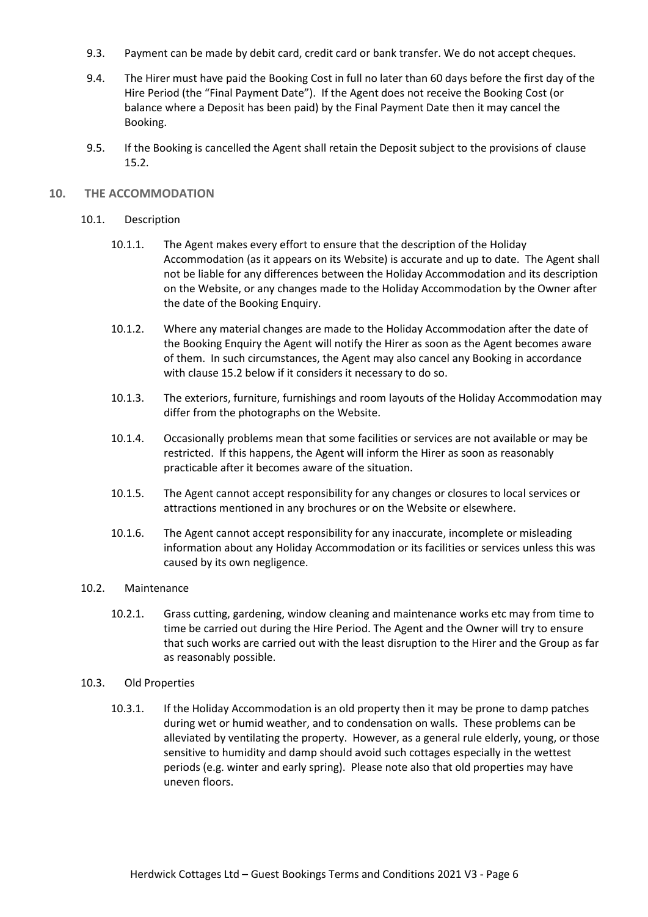9.3. Payment can be made by debit card, credit card or bank transfer. We do not accept cheques.

9.4. The Hirer must have paid the Booking Cost in full no later than 60 days before the first day of the Hire Period (the "Final Payment Date"). If the Agent does not receive the Booking Cost (or balance where a Deposit has been paid) by the Final Payment Date then it may cancel the Booking.

9.5. If the Booking is cancelled the Agent shall retain the Deposit subject to the provisions of clause 15.2.

## 10. THE ACCOMMODATION

10.1. Description

10.1.1. The Agent makes every effort to ensure that the description of the Holiday Accommodation (as it appears on its Website) is accurate and up to date. The Agent shall not be liable for any differences between the Holiday Accommodation and its description on the Website, or any changes made to the Holiday Accommodation by the Owner after the date of the Booking Enquiry.

10.1.2. Where any material changes are made to the Holiday Accommodation after the date of the Booking Enquiry the Agent will notify the Hirer as soon as the Agent becomes aware of them. In such circumstances, the Agent may also cancel any Booking in accordance with clause 15.2 below if it considers it necessary to do so.

10.1.3. The exteriors, furniture, furnishings and room layouts of the Holiday Accommodation may differ from the photographs on the Website.

10.1.4. Occasionally problems mean that some facilities or services are not available or may be restricted. If this happens, the Agent will inform the Hirer as soon as reasonably practicable after it becomes aware of the situation.

10.1.5. The Agent cannot accept responsibility for any changes or closures to local services or attractions mentioned in any brochures or on the Website or elsewhere.

10.1.6. The Agent cannot accept responsibility for any inaccurate, incomplete or misleading information about any Holiday Accommodation or its facilities or services unless this was caused by its own negligence.

10.2. Maintenance

10.2.1. Grass cutting, gardening, window cleaning and maintenance works etc may from time to time be carried out during the Hire Period. The Agent and the Owner will try to ensure that such works are carried out with the least disruption to the Hirer and the Group as far as reasonably possible.

10.3. Old Properties

10.3.1. If the Holiday Accommodation is an old property then it may be prone to damp patches during wet or humid weather, and to condensation on walls. These problems can be alleviated by ventilating the property. However, as a general rule elderly, young, or those sensitive to humidity and damp should avoid such cottages especially in the wettest periods (e.g. winter and early spring). Please note also that old properties may have uneven floors.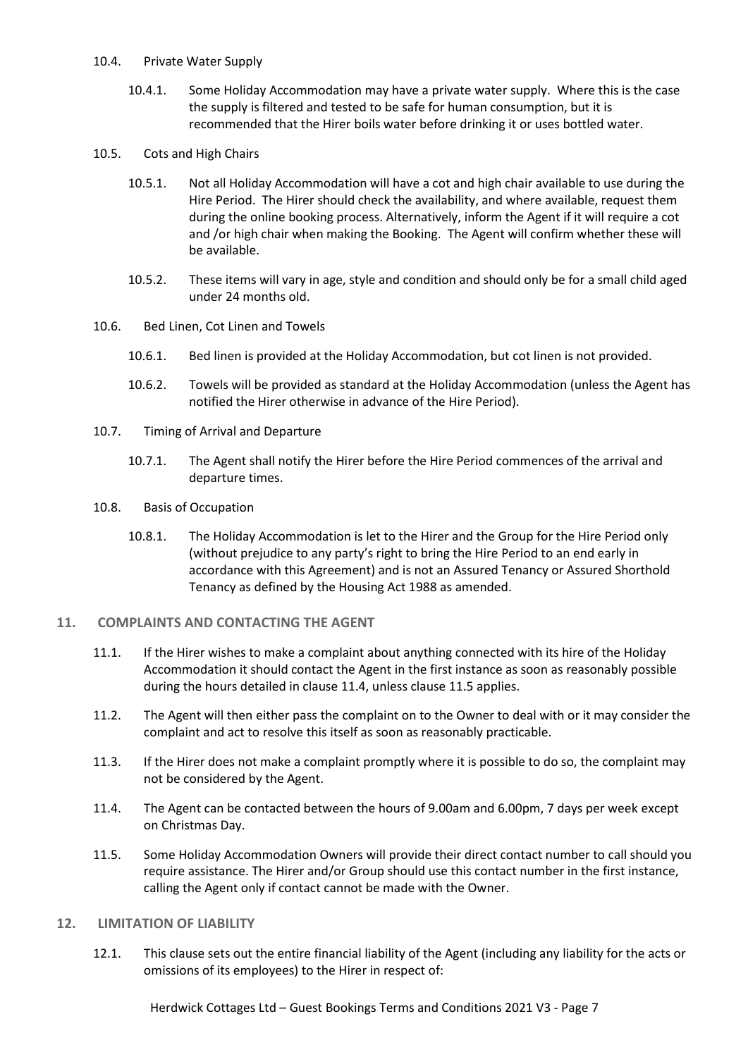10.4. Private Water Supply

10.4.1. Some Holiday Accommodation may have a private water supply. Where this is the case the supply is filtered and tested to be safe for human consumption, but it is recommended that the Hirer boils water before drinking it or uses bottled water.

10.5. Cots and High Chairs

10.5.1. Not all Holiday Accommodation will have a cot and high chair available to use during the Hire Period. The Hirer should check the availability, and where available, request them during the online booking process. Alternatively, inform the Agent if it will require a cot and /or high chair when making the Booking. The Agent will confirm whether these will be available.

10.5.2. These items will vary in age, style and condition and should only be for a small child aged under 24 months old.

10.6. Bed Linen, Cot Linen and Towels

10.6.1. Bed linen is provided at the Holiday Accommodation, but cot linen is not provided.

10.6.2. Towels will be provided as standard at the Holiday Accommodation (unless the Agent has notified the Hirer otherwise in advance of the Hire Period).

10.7. Timing of Arrival and Departure

10.7.1. The Agent shall notify the Hirer before the Hire Period commences of the arrival and departure times.

10.8. Basis of Occupation

10.8.1. The Holiday Accommodation is let to the Hirer and the Group for the Hire Period only (without prejudice to any party's right to bring the Hire Period to an end early in accordance with this Agreement) and is not an Assured Tenancy or Assured Shorthold Tenancy as defined by the Housing Act 1988 as amended.

## 11. COMPLAINTS AND CONTACTING THE AGENT

11.1. If the Hirer wishes to make a complaint about anything connected with its hire of the Holiday Accommodation it should contact the Agent in the first instance as soon as reasonably possible during the hours detailed in clause 11.4, unless clause 11.5 applies.

11.2. The Agent will then either pass the complaint on to the Owner to deal with or it may consider the complaint and act to resolve this itself as soon as reasonably practicable.

11.3. If the Hirer does not make a complaint promptly where it is possible to do so, the complaint may not be considered by the Agent.

11.4. The Agent can be contacted between the hours of 9.00am and 6.00pm, 7 days per week except on Christmas Day.

11.5. Some Holiday Accommodation Owners will provide their direct contact number to call should you require assistance. The Hirer and/or Group should use this contact number in the first instance, calling the Agent only if contact cannot be made with the Owner.

## 12. LIMITATION OF LIABILITY

12.1. This clause sets out the entire financial liability of the Agent (including any liability for the acts or omissions of its employees) to the Hirer in respect of: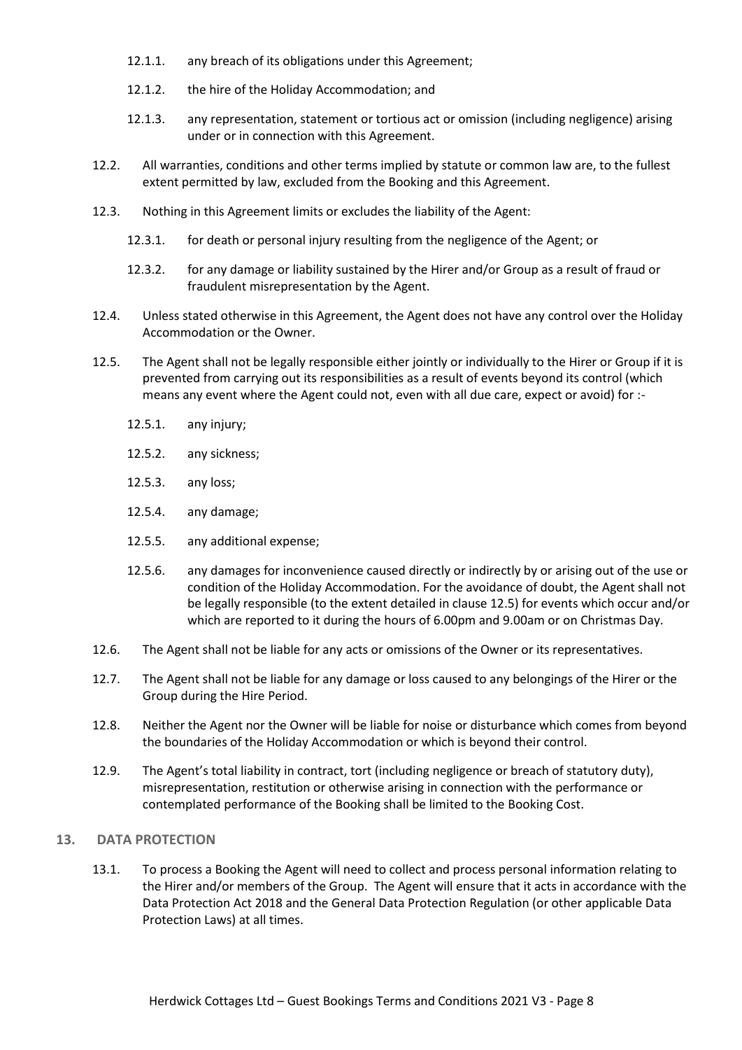- 12.1.1. any breach of its obligations under this Agreement;
- 12.1.2. the hire of the Holiday Accommodation; and
- 12.1.3. any representation, statement or tortious act or omission (including negligence) arising under or in connection with this Agreement.

12.2. All warranties, conditions and other terms implied by statute or common law are, to the fullest extent permitted by law, excluded from the Booking and this Agreement.

12.3. Nothing in this Agreement limits or excludes the liability of the Agent:

- 12.3.1. for death or personal injury resulting from the negligence of the Agent; or
- 12.3.2. for any damage or liability sustained by the Hirer and/or Group as a result of fraud or fraudulent misrepresentation by the Agent.

12.4. Unless stated otherwise in this Agreement, the Agent does not have any control over the Holiday Accommodation or the Owner.

12.5. The Agent shall not be legally responsible either jointly or individually to the Hirer or Group if it is prevented from carrying out its responsibilities as a result of events beyond its control (which means any event where the Agent could not, even with all due care, expect or avoid) for :-

- 12.5.1. any injury;
- 12.5.2. any sickness;
- 12.5.3. any loss;
- 12.5.4. any damage;
- 12.5.5. any additional expense;
- 12.5.6. any damages for inconvenience caused directly or indirectly by or arising out of the use or condition of the Holiday Accommodation. For the avoidance of doubt, the Agent shall not be legally responsible (to the extent detailed in clause 12.5) for events which occur and/or which are reported to it during the hours of 6.00pm and 9.00am or on Christmas Day.

12.6. The Agent shall not be liable for any acts or omissions of the Owner or its representatives.

12.7. The Agent shall not be liable for any damage or loss caused to any belongings of the Hirer or the Group during the Hire Period.

12.8. Neither the Agent nor the Owner will be liable for noise or disturbance which comes from beyond the boundaries of the Holiday Accommodation or which is beyond their control.

12.9. The Agent's total liability in contract, tort (including negligence or breach of statutory duty), misrepresentation, restitution or otherwise arising in connection with the performance or contemplated performance of the Booking shall be limited to the Booking Cost.

## 13. DATA PROTECTION

13.1. To process a Booking the Agent will need to collect and process personal information relating to the Hirer and/or members of the Group. The Agent will ensure that it acts in accordance with the Data Protection Act 2018 and the General Data Protection Regulation (or other applicable Data Protection Laws) at all times.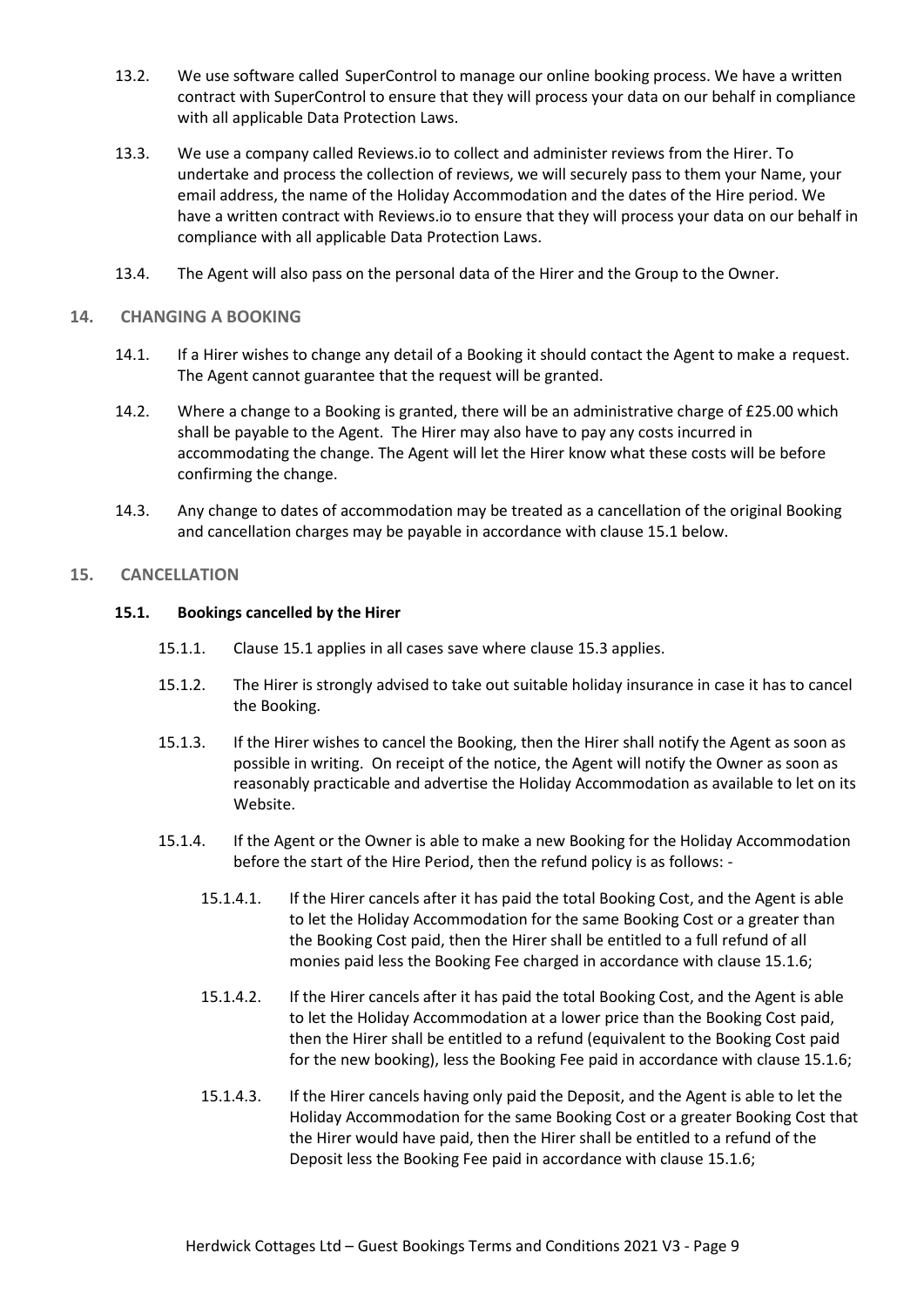13.2. We use software called SuperControl to manage our online booking process. We have a written contract with SuperControl to ensure that they will process your data on our behalf in compliance with all applicable Data Protection Laws.

13.3. We use a company called Reviews.io to collect and administer reviews from the Hirer. To undertake and process the collection of reviews, we will securely pass to them your Name, your email address, the name of the Holiday Accommodation and the dates of the Hire period. We have a written contract with Reviews.io to ensure that they will process your data on our behalf in compliance with all applicable Data Protection Laws.

13.4. The Agent will also pass on the personal data of the Hirer and the Group to the Owner.

## 14. CHANGING A BOOKING

14.1. If a Hirer wishes to change any detail of a Booking it should contact the Agent to make a request. The Agent cannot guarantee that the request will be granted.

14.2. Where a change to a Booking is granted, there will be an administrative charge of £25.00 which shall be payable to the Agent. The Hirer may also have to pay any costs incurred in accommodating the change. The Agent will let the Hirer know what these costs will be before confirming the change.

14.3. Any change to dates of accommodation may be treated as a cancellation of the original Booking and cancellation charges may be payable in accordance with clause 15.1 below.

## 15. CANCELLATION

### 15.1. Bookings cancelled by the Hirer

15.1.1. Clause 15.1 applies in all cases save where clause 15.3 applies.

15.1.2. The Hirer is strongly advised to take out suitable holiday insurance in case it has to cancel the Booking.

15.1.3. If the Hirer wishes to cancel the Booking, then the Hirer shall notify the Agent as soon as possible in writing. On receipt of the notice, the Agent will notify the Owner as soon as reasonably practicable and advertise the Holiday Accommodation as available to let on its Website.

15.1.4. If the Agent or the Owner is able to make a new Booking for the Holiday Accommodation before the start of the Hire Period, then the refund policy is as follows: -

15.1.4.1. If the Hirer cancels after it has paid the total Booking Cost, and the Agent is able to let the Holiday Accommodation for the same Booking Cost or a greater than the Booking Cost paid, then the Hirer shall be entitled to a full refund of all monies paid less the Booking Fee charged in accordance with clause 15.1.6;

15.1.4.2. If the Hirer cancels after it has paid the total Booking Cost, and the Agent is able to let the Holiday Accommodation at a lower price than the Booking Cost paid, then the Hirer shall be entitled to a refund (equivalent to the Booking Cost paid for the new booking), less the Booking Fee paid in accordance with clause 15.1.6;

15.1.4.3. If the Hirer cancels having only paid the Deposit, and the Agent is able to let the Holiday Accommodation for the same Booking Cost or a greater Booking Cost that the Hirer would have paid, then the Hirer shall be entitled to a refund of the Deposit less the Booking Fee paid in accordance with clause 15.1.6;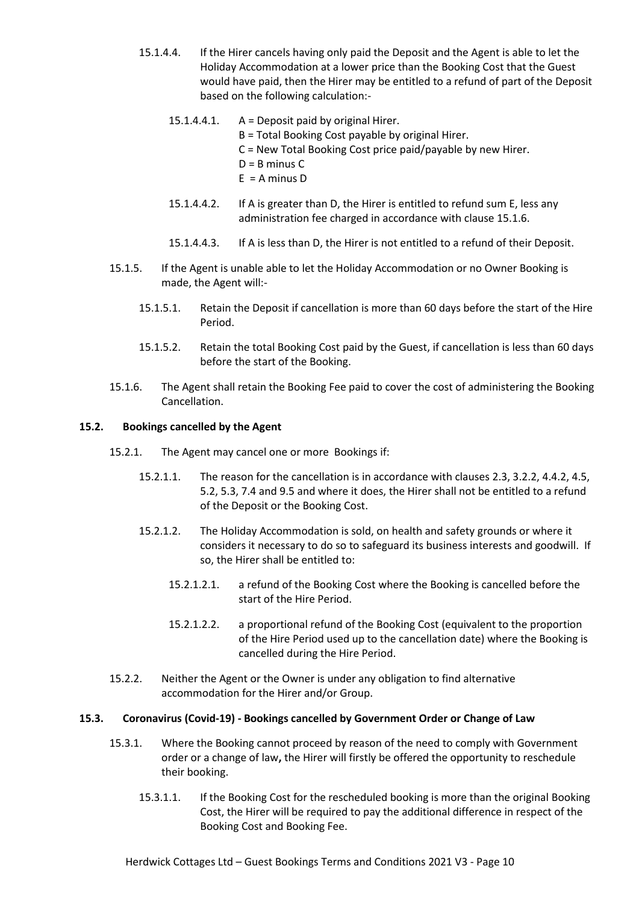15.1.4.4. If the Hirer cancels having only paid the Deposit and the Agent is able to let the Holiday Accommodation at a lower price than the Booking Cost that the Guest would have paid, then the Hirer may be entitled to a refund of part of the Deposit based on the following calculation:-

15.1.4.4.1. A = Deposit paid by original Hirer.
B = Total Booking Cost payable by original Hirer.
C = New Total Booking Cost price paid/payable by new Hirer.
D = B minus C
E = A minus D

15.1.4.4.2. If A is greater than D, the Hirer is entitled to refund sum E, less any administration fee charged in accordance with clause 15.1.6.

15.1.4.4.3. If A is less than D, the Hirer is not entitled to a refund of their Deposit.

15.1.5. If the Agent is unable able to let the Holiday Accommodation or no Owner Booking is made, the Agent will:-

15.1.5.1. Retain the Deposit if cancellation is more than 60 days before the start of the Hire Period.

15.1.5.2. Retain the total Booking Cost paid by the Guest, if cancellation is less than 60 days before the start of the Booking.

15.1.6. The Agent shall retain the Booking Fee paid to cover the cost of administering the Booking Cancellation.

**15.2. Bookings cancelled by the Agent**

15.2.1. The Agent may cancel one or more Bookings if:

15.2.1.1. The reason for the cancellation is in accordance with clauses 2.3, 3.2.2, 4.4.2, 4.5, 5.2, 5.3, 7.4 and 9.5 and where it does, the Hirer shall not be entitled to a refund of the Deposit or the Booking Cost.

15.2.1.2. The Holiday Accommodation is sold, on health and safety grounds or where it considers it necessary to do so to safeguard its business interests and goodwill. If so, the Hirer shall be entitled to:

15.2.1.2.1. a refund of the Booking Cost where the Booking is cancelled before the start of the Hire Period.

15.2.1.2.2. a proportional refund of the Booking Cost (equivalent to the proportion of the Hire Period used up to the cancellation date) where the Booking is cancelled during the Hire Period.

15.2.2. Neither the Agent or the Owner is under any obligation to find alternative accommodation for the Hirer and/or Group.

**15.3. Coronavirus (Covid-19) - Bookings cancelled by Government Order or Change of Law**

15.3.1. Where the Booking cannot proceed by reason of the need to comply with Government order or a change of law**,** the Hirer will firstly be offered the opportunity to reschedule their booking.

15.3.1.1. If the Booking Cost for the rescheduled booking is more than the original Booking Cost, the Hirer will be required to pay the additional difference in respect of the Booking Cost and Booking Fee.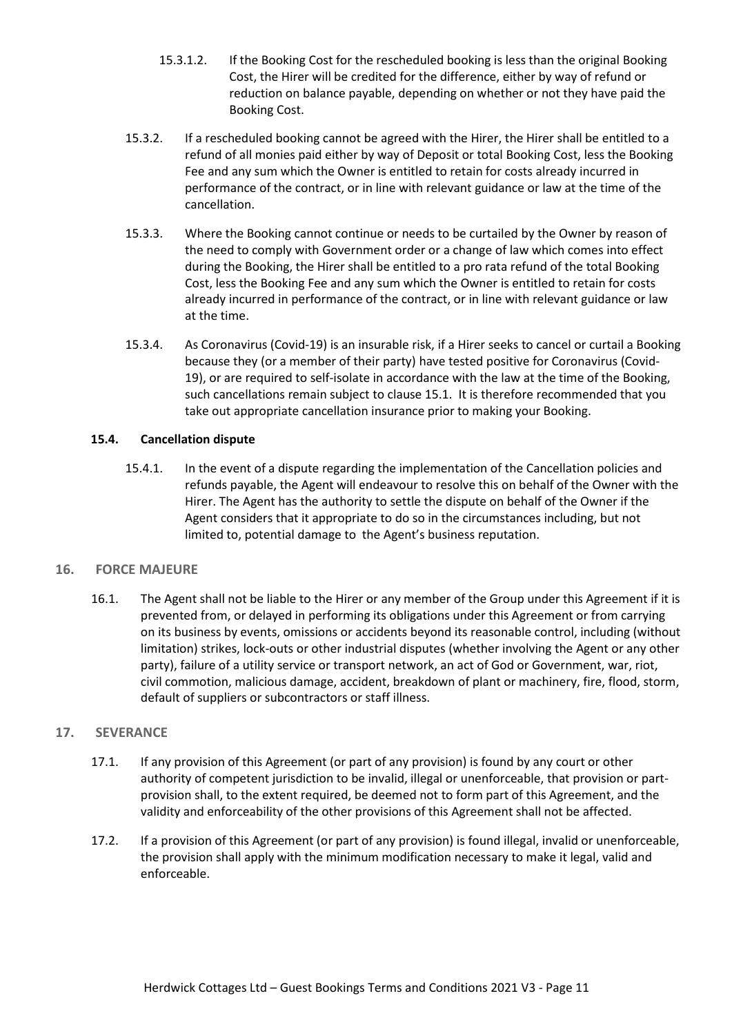15.3.1.2. If the Booking Cost for the rescheduled booking is less than the original Booking Cost, the Hirer will be credited for the difference, either by way of refund or reduction on balance payable, depending on whether or not they have paid the Booking Cost.

15.3.2. If a rescheduled booking cannot be agreed with the Hirer, the Hirer shall be entitled to a refund of all monies paid either by way of Deposit or total Booking Cost, less the Booking Fee and any sum which the Owner is entitled to retain for costs already incurred in performance of the contract, or in line with relevant guidance or law at the time of the cancellation.

15.3.3. Where the Booking cannot continue or needs to be curtailed by the Owner by reason of the need to comply with Government order or a change of law which comes into effect during the Booking, the Hirer shall be entitled to a pro rata refund of the total Booking Cost, less the Booking Fee and any sum which the Owner is entitled to retain for costs already incurred in performance of the contract, or in line with relevant guidance or law at the time.

15.3.4. As Coronavirus (Covid-19) is an insurable risk, if a Hirer seeks to cancel or curtail a Booking because they (or a member of their party) have tested positive for Coronavirus (Covid-19), or are required to self-isolate in accordance with the law at the time of the Booking, such cancellations remain subject to clause 15.1. It is therefore recommended that you take out appropriate cancellation insurance prior to making your Booking.

### 15.4. Cancellation dispute

15.4.1. In the event of a dispute regarding the implementation of the Cancellation policies and refunds payable, the Agent will endeavour to resolve this on behalf of the Owner with the Hirer. The Agent has the authority to settle the dispute on behalf of the Owner if the Agent considers that it appropriate to do so in the circumstances including, but not limited to, potential damage to the Agent's business reputation.

## 16. FORCE MAJEURE

16.1. The Agent shall not be liable to the Hirer or any member of the Group under this Agreement if it is prevented from, or delayed in performing its obligations under this Agreement or from carrying on its business by events, omissions or accidents beyond its reasonable control, including (without limitation) strikes, lock-outs or other industrial disputes (whether involving the Agent or any other party), failure of a utility service or transport network, an act of God or Government, war, riot, civil commotion, malicious damage, accident, breakdown of plant or machinery, fire, flood, storm, default of suppliers or subcontractors or staff illness.

## 17. SEVERANCE

17.1. If any provision of this Agreement (or part of any provision) is found by any court or other authority of competent jurisdiction to be invalid, illegal or unenforceable, that provision or part-provision shall, to the extent required, be deemed not to form part of this Agreement, and the validity and enforceability of the other provisions of this Agreement shall not be affected.

17.2. If a provision of this Agreement (or part of any provision) is found illegal, invalid or unenforceable, the provision shall apply with the minimum modification necessary to make it legal, valid and enforceable.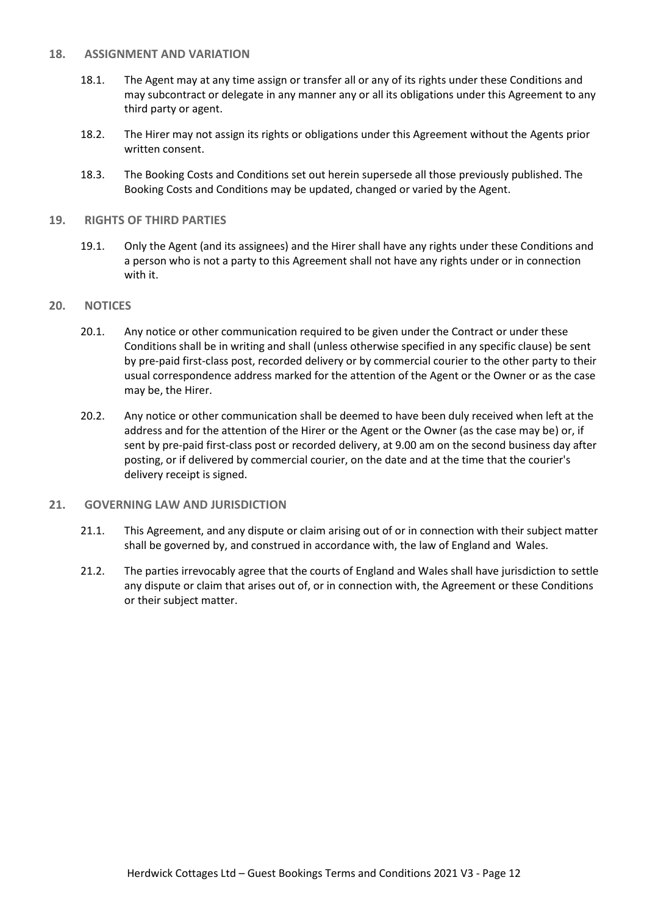## 18. ASSIGNMENT AND VARIATION

18.1. The Agent may at any time assign or transfer all or any of its rights under these Conditions and may subcontract or delegate in any manner any or all its obligations under this Agreement to any third party or agent.

18.2. The Hirer may not assign its rights or obligations under this Agreement without the Agents prior written consent.

18.3. The Booking Costs and Conditions set out herein supersede all those previously published. The Booking Costs and Conditions may be updated, changed or varied by the Agent.

## 19. RIGHTS OF THIRD PARTIES

19.1. Only the Agent (and its assignees) and the Hirer shall have any rights under these Conditions and a person who is not a party to this Agreement shall not have any rights under or in connection with it.

## 20. NOTICES

20.1. Any notice or other communication required to be given under the Contract or under these Conditions shall be in writing and shall (unless otherwise specified in any specific clause) be sent by pre-paid first-class post, recorded delivery or by commercial courier to the other party to their usual correspondence address marked for the attention of the Agent or the Owner or as the case may be, the Hirer.

20.2. Any notice or other communication shall be deemed to have been duly received when left at the address and for the attention of the Hirer or the Agent or the Owner (as the case may be) or, if sent by pre-paid first-class post or recorded delivery, at 9.00 am on the second business day after posting, or if delivered by commercial courier, on the date and at the time that the courier's delivery receipt is signed.

## 21. GOVERNING LAW AND JURISDICTION

21.1. This Agreement, and any dispute or claim arising out of or in connection with their subject matter shall be governed by, and construed in accordance with, the law of England and Wales.

21.2. The parties irrevocably agree that the courts of England and Wales shall have jurisdiction to settle any dispute or claim that arises out of, or in connection with, the Agreement or these Conditions or their subject matter.